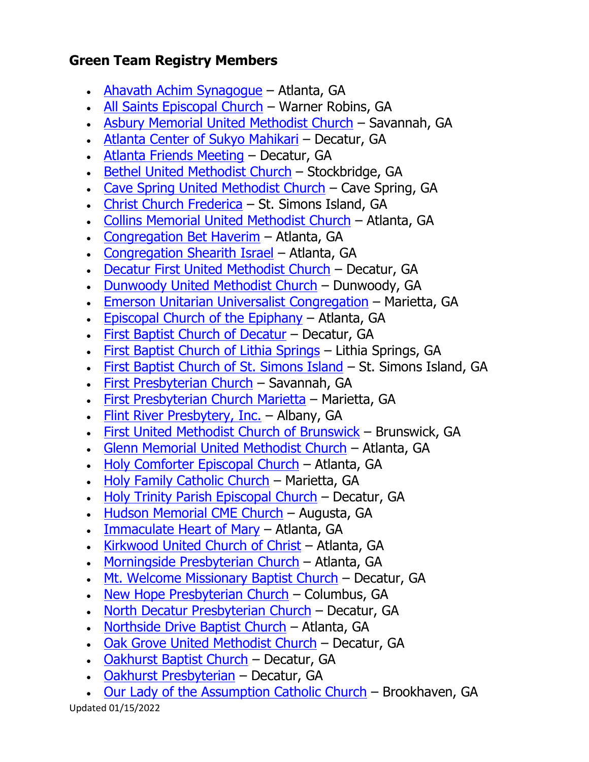## Green Team Registry Members

- Ahavath Achim Synagogue – Atlanta, GA
- All Saints Episcopal Church – Warner Robins, GA
- Asbury Memorial United Methodist Church – Savannah, GA
- Atlanta Center of Sukyo Mahikari – Decatur, GA
- Atlanta Friends Meeting – Decatur, GA
- Bethel United Methodist Church – Stockbridge, GA
- Cave Spring United Methodist Church – Cave Spring, GA
- Christ Church Frederica – St. Simons Island, GA
- Collins Memorial United Methodist Church – Atlanta, GA
- Congregation Bet Haverim – Atlanta, GA
- Congregation Shearith Israel – Atlanta, GA
- Decatur First United Methodist Church – Decatur, GA
- Dunwoody United Methodist Church – Dunwoody, GA
- Emerson Unitarian Universalist Congregation – Marietta, GA
- Episcopal Church of the Epiphany – Atlanta, GA
- First Baptist Church of Decatur – Decatur, GA
- First Baptist Church of Lithia Springs – Lithia Springs, GA
- First Baptist Church of St. Simons Island – St. Simons Island, GA
- First Presbyterian Church – Savannah, GA
- First Presbyterian Church Marietta – Marietta, GA
- Flint River Presbytery, Inc. – Albany, GA
- First United Methodist Church of Brunswick – Brunswick, GA
- Glenn Memorial United Methodist Church – Atlanta, GA
- Holy Comforter Episcopal Church – Atlanta, GA
- Holy Family Catholic Church – Marietta, GA
- Holy Trinity Parish Episcopal Church – Decatur, GA
- Hudson Memorial CME Church – Augusta, GA
- Immaculate Heart of Mary – Atlanta, GA
- Kirkwood United Church of Christ – Atlanta, GA
- Morningside Presbyterian Church – Atlanta, GA
- Mt. Welcome Missionary Baptist Church – Decatur, GA
- New Hope Presbyterian Church – Columbus, GA
- North Decatur Presbyterian Church – Decatur, GA
- Northside Drive Baptist Church – Atlanta, GA
- Oak Grove United Methodist Church – Decatur, GA
- Oakhurst Baptist Church – Decatur, GA
- Oakhurst Presbyterian – Decatur, GA
- Our Lady of the Assumption Catholic Church – Brookhaven, GA

Updated 01/15/2022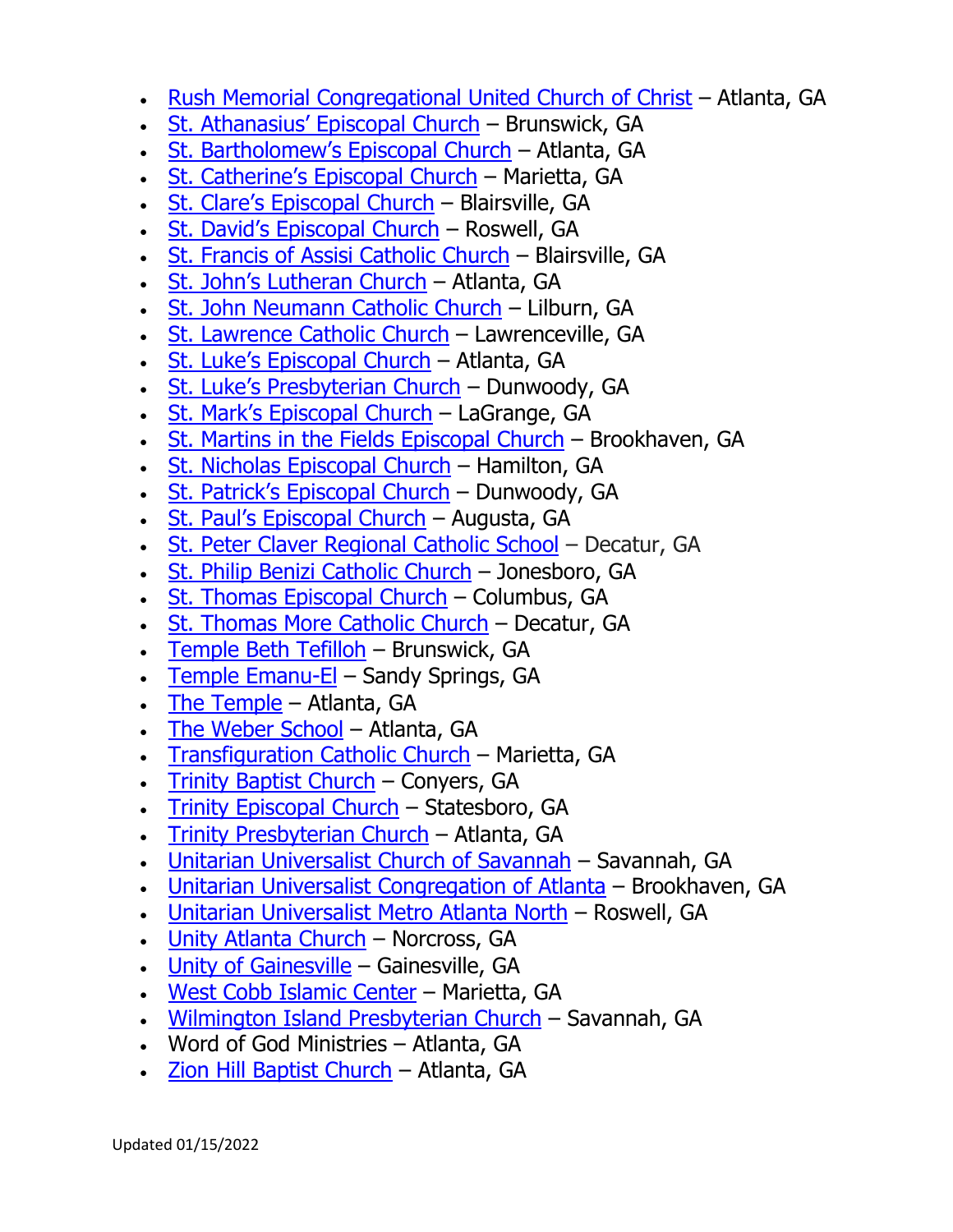- Rush Memorial Congregational United Church of Christ – Atlanta, GA
- St. Athanasius' Episcopal Church – Brunswick, GA
- St. Bartholomew's Episcopal Church – Atlanta, GA
- St. Catherine's Episcopal Church – Marietta, GA
- St. Clare's Episcopal Church – Blairsville, GA
- St. David's Episcopal Church – Roswell, GA
- St. Francis of Assisi Catholic Church – Blairsville, GA
- St. John's Lutheran Church – Atlanta, GA
- St. John Neumann Catholic Church – Lilburn, GA
- St. Lawrence Catholic Church – Lawrenceville, GA
- St. Luke's Episcopal Church – Atlanta, GA
- St. Luke's Presbyterian Church – Dunwoody, GA
- St. Mark's Episcopal Church – LaGrange, GA
- St. Martins in the Fields Episcopal Church – Brookhaven, GA
- St. Nicholas Episcopal Church – Hamilton, GA
- St. Patrick's Episcopal Church – Dunwoody, GA
- St. Paul's Episcopal Church – Augusta, GA
- St. Peter Claver Regional Catholic School – Decatur, GA
- St. Philip Benizi Catholic Church – Jonesboro, GA
- St. Thomas Episcopal Church – Columbus, GA
- St. Thomas More Catholic Church – Decatur, GA
- Temple Beth Tefilloh – Brunswick, GA
- Temple Emanu-El – Sandy Springs, GA
- The Temple – Atlanta, GA
- The Weber School – Atlanta, GA
- Transfiguration Catholic Church – Marietta, GA
- Trinity Baptist Church – Conyers, GA
- Trinity Episcopal Church – Statesboro, GA
- Trinity Presbyterian Church – Atlanta, GA
- Unitarian Universalist Church of Savannah – Savannah, GA
- Unitarian Universalist Congregation of Atlanta – Brookhaven, GA
- Unitarian Universalist Metro Atlanta North – Roswell, GA
- Unity Atlanta Church – Norcross, GA
- Unity of Gainesville – Gainesville, GA
- West Cobb Islamic Center – Marietta, GA
- Wilmington Island Presbyterian Church – Savannah, GA
- Word of God Ministries – Atlanta, GA
- Zion Hill Baptist Church – Atlanta, GA

Updated 01/15/2022